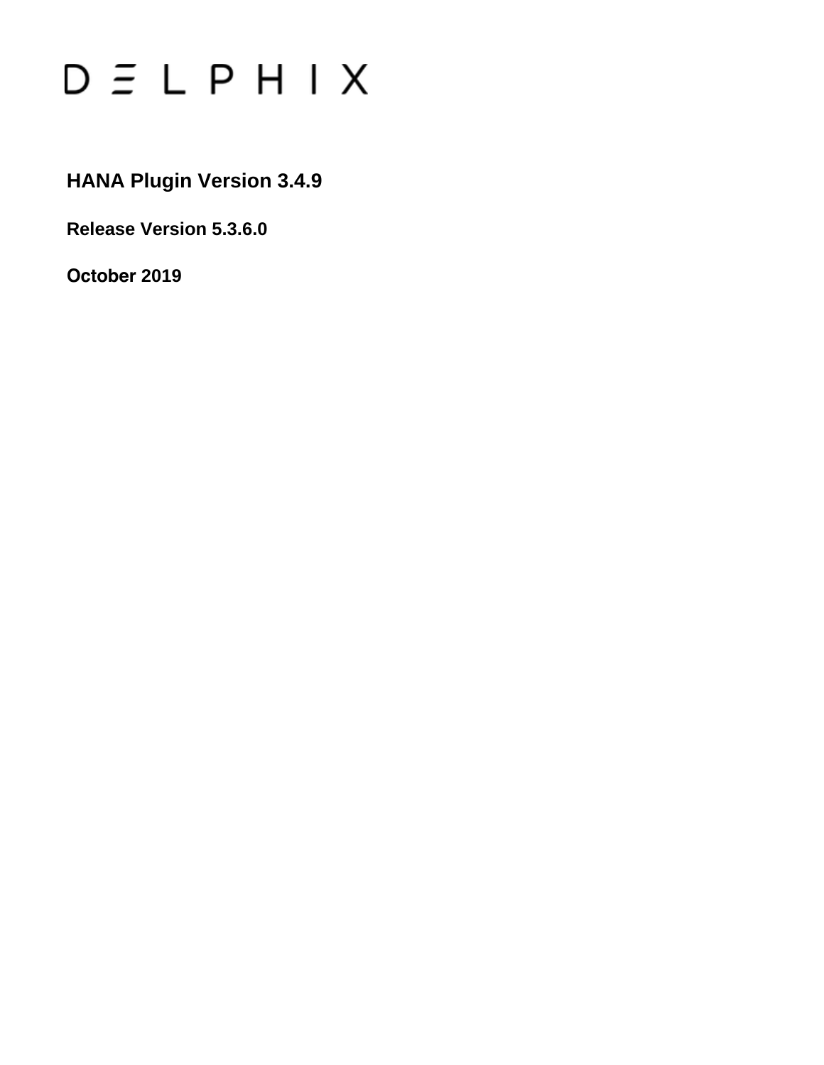# DELPHIX

## HANA Plugin Version 3.4.9

**Release Version 5.3.6.0**

**October 2019**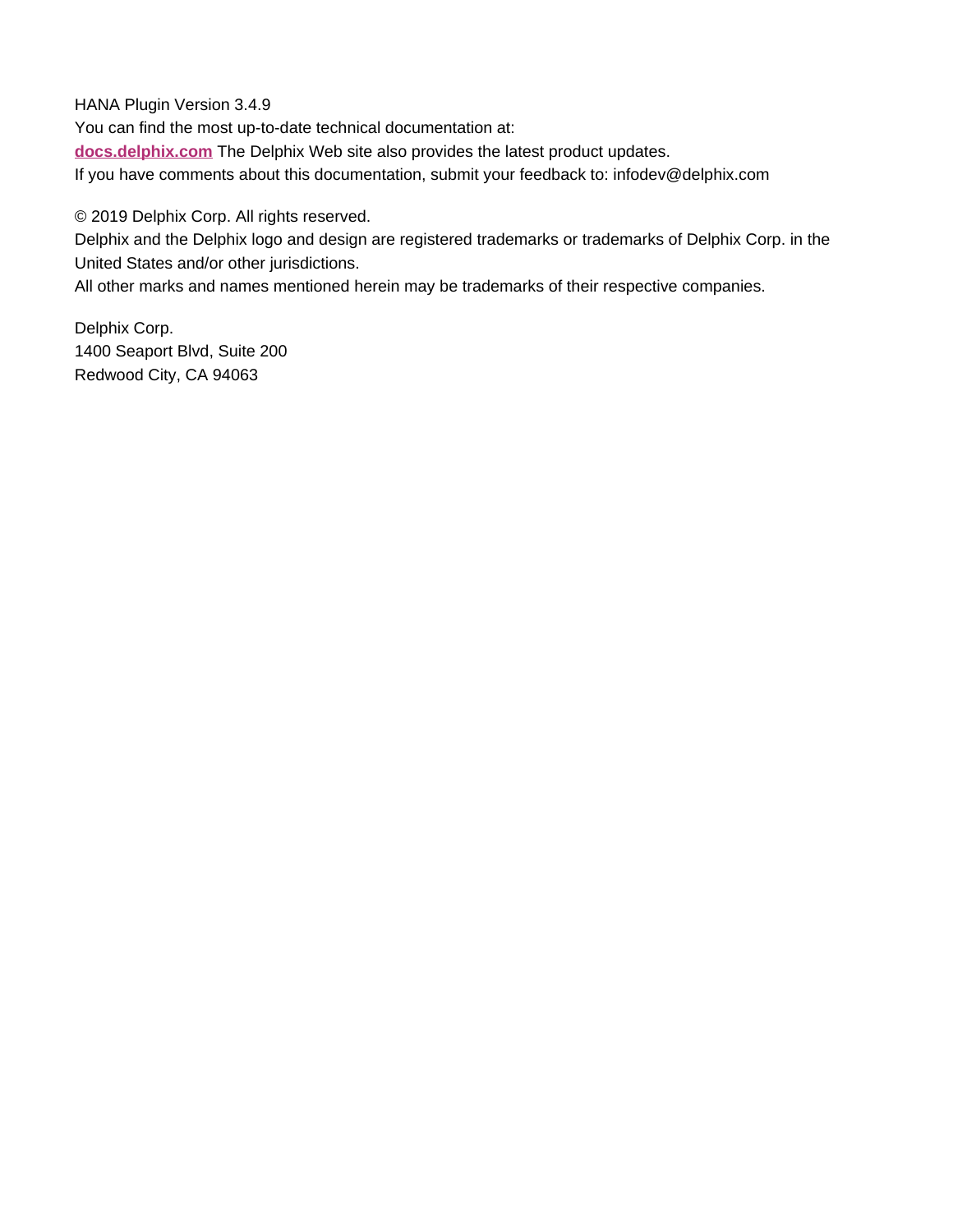HANA Plugin Version 3.4.9

You can find the most up-to-date technical documentation at:

**docs.delphix.com** The Delphix Web site also provides the latest product updates.

If you have comments about this documentation, submit your feedback to: infodev@delphix.com

© 2019 Delphix Corp. All rights reserved.

Delphix and the Delphix logo and design are registered trademarks or trademarks of Delphix Corp. in the United States and/or other jurisdictions.

All other marks and names mentioned herein may be trademarks of their respective companies.

Delphix Corp.
1400 Seaport Blvd, Suite 200
Redwood City, CA 94063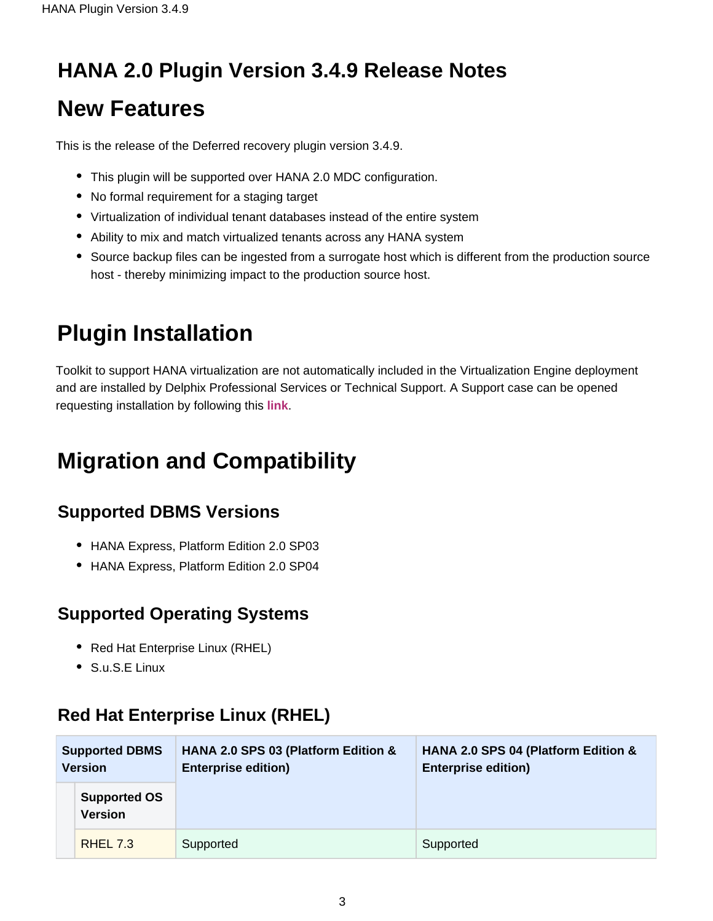# HANA 2.0 Plugin Version 3.4.9 Release Notes

# New Features

This is the release of the Deferred recovery plugin version 3.4.9.

- This plugin will be supported over HANA 2.0 MDC configuration.
- No formal requirement for a staging target
- Virtualization of individual tenant databases instead of the entire system
- Ability to mix and match virtualized tenants across any HANA system
- Source backup files can be ingested from a surrogate host which is different from the production source host - thereby minimizing impact to the production source host.

# Plugin Installation

Toolkit to support HANA virtualization are not automatically included in the Virtualization Engine deployment and are installed by Delphix Professional Services or Technical Support. A Support case can be opened requesting installation by following this **link**.

# Migration and Compatibility

## Supported DBMS Versions

- HANA Express, Platform Edition 2.0 SP03
- HANA Express, Platform Edition 2.0 SP04

## Supported Operating Systems

- Red Hat Enterprise Linux (RHEL)
- S.u.S.E Linux

## Red Hat Enterprise Linux (RHEL)

| Supported DBMS Version | HANA 2.0 SPS 03 (Platform Edition & Enterprise edition) | HANA 2.0 SPS 04 (Platform Edition & Enterprise edition) |
|---|---|---|
| **Supported OS Version** | | |
| RHEL 7.3 | Supported | Supported |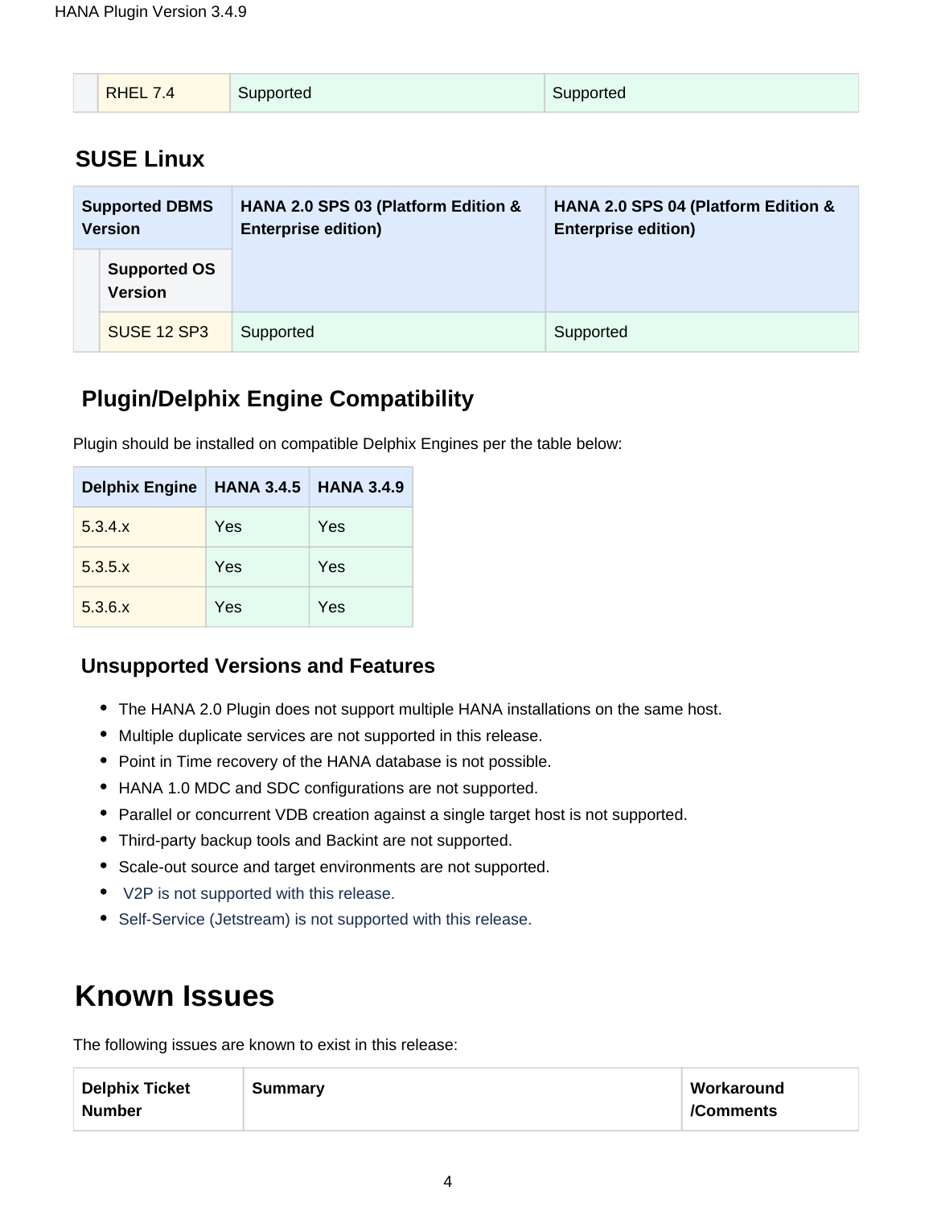| | RHEL 7.4 | Supported | Supported |
|---|---|---|---|

## SUSE Linux

| Supported DBMS Version | | HANA 2.0 SPS 03 (Platform Edition & Enterprise edition) | HANA 2.0 SPS 04 (Platform Edition & Enterprise edition) |
|---|---|---|---|
| | **Supported OS Version** | | |
| | SUSE 12 SP3 | Supported | Supported |

## Plugin/Delphix Engine Compatibility

Plugin should be installed on compatible Delphix Engines per the table below:

| Delphix Engine | HANA 3.4.5 | HANA 3.4.9 |
|---|---|---|
| 5.3.4.x | Yes | Yes |
| 5.3.5.x | Yes | Yes |
| 5.3.6.x | Yes | Yes |

## Unsupported Versions and Features

- The HANA 2.0 Plugin does not support multiple HANA installations on the same host.
- Multiple duplicate services are not supported in this release.
- Point in Time recovery of the HANA database is not possible.
- HANA 1.0 MDC and SDC configurations are not supported.
- Parallel or concurrent VDB creation against a single target host is not supported.
- Third-party backup tools and Backint are not supported.
- Scale-out source and target environments are not supported.
- V2P is not supported with this release.
- Self-Service (Jetstream) is not supported with this release.

# Known Issues

The following issues are known to exist in this release:

| Delphix Ticket Number | Summary | Workaround /Comments |
|---|---|---|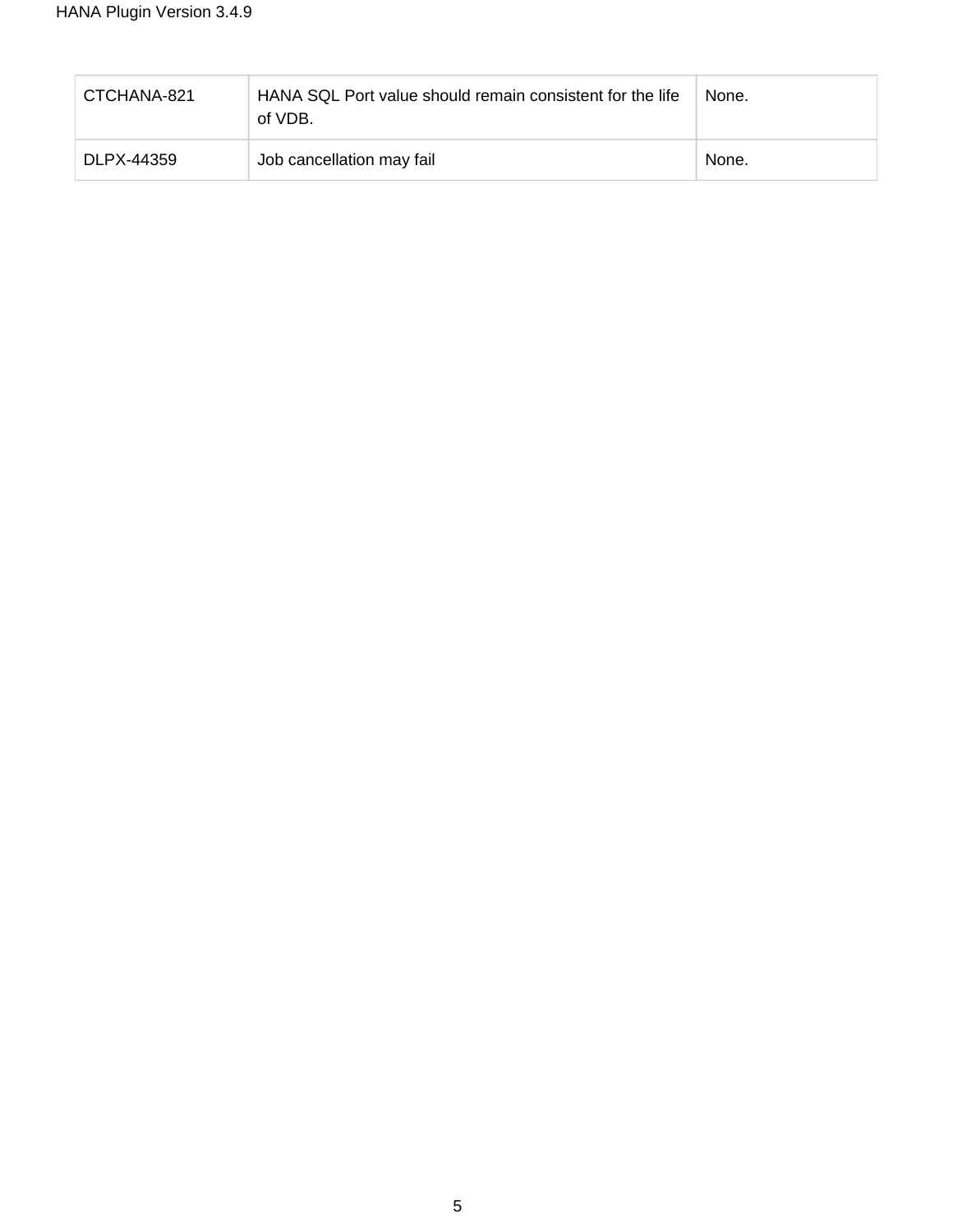| | | |
|---|---|---|
| CTCHANA-821 | HANA SQL Port value should remain consistent for the life of VDB. | None. |
| DLPX-44359 | Job cancellation may fail | None. |